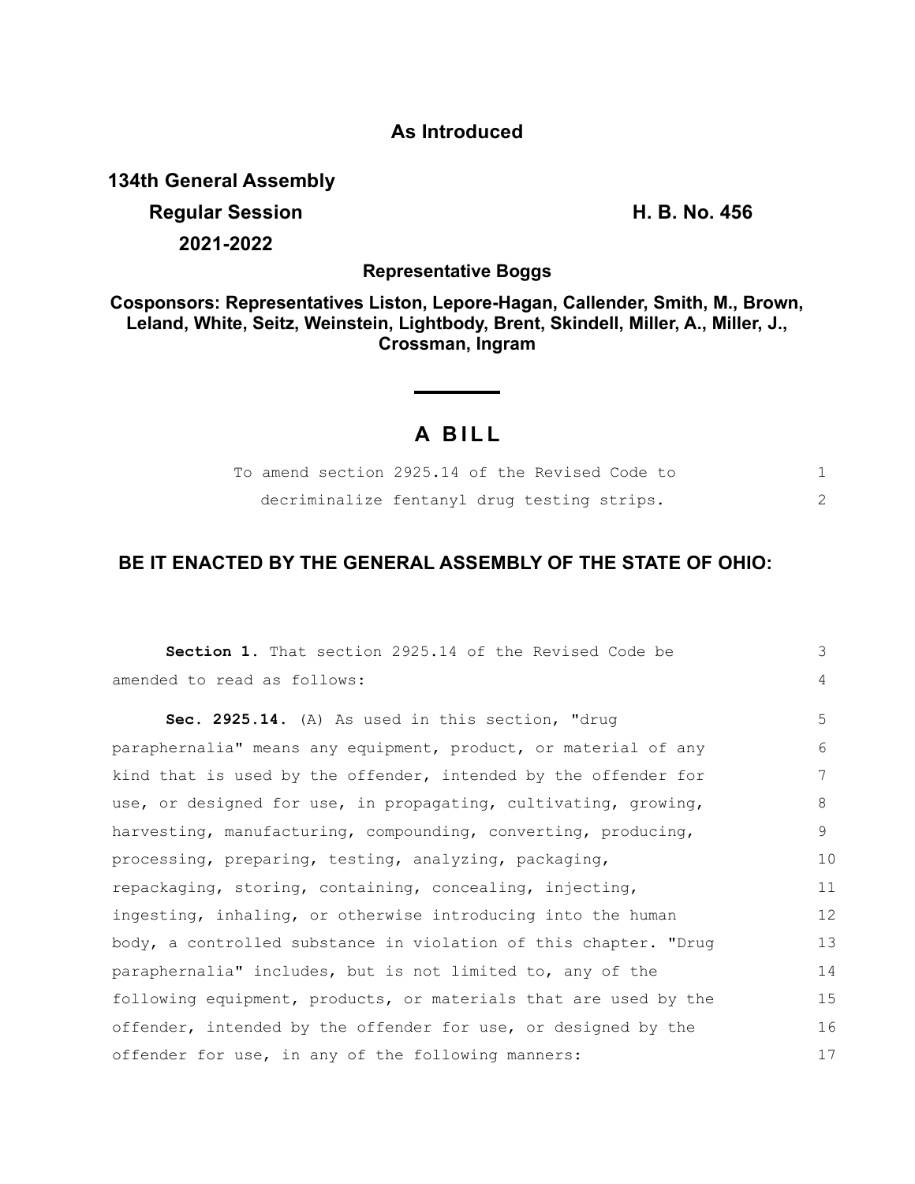**As Introduced**

**134th General Assembly**

**Regular Session** **H. B. No. 456**

**2021-2022**

**Representative Boggs**

**Cosponsors: Representatives Liston, Lepore-Hagan, Callender, Smith, M., Brown, Leland, White, Seitz, Weinstein, Lightbody, Brent, Skindell, Miller, A., Miller, J., Crossman, Ingram**

# A BILL

To amend section 2925.14 of the Revised Code to decriminalize fentanyl drug testing strips.

## BE IT ENACTED BY THE GENERAL ASSEMBLY OF THE STATE OF OHIO:

**Section 1.** That section 2925.14 of the Revised Code be amended to read as follows:

**Sec. 2925.14.** (A) As used in this section, "drug paraphernalia" means any equipment, product, or material of any kind that is used by the offender, intended by the offender for use, or designed for use, in propagating, cultivating, growing, harvesting, manufacturing, compounding, converting, producing, processing, preparing, testing, analyzing, packaging, repackaging, storing, containing, concealing, injecting, ingesting, inhaling, or otherwise introducing into the human body, a controlled substance in violation of this chapter. "Drug paraphernalia" includes, but is not limited to, any of the following equipment, products, or materials that are used by the offender, intended by the offender for use, or designed by the offender for use, in any of the following manners: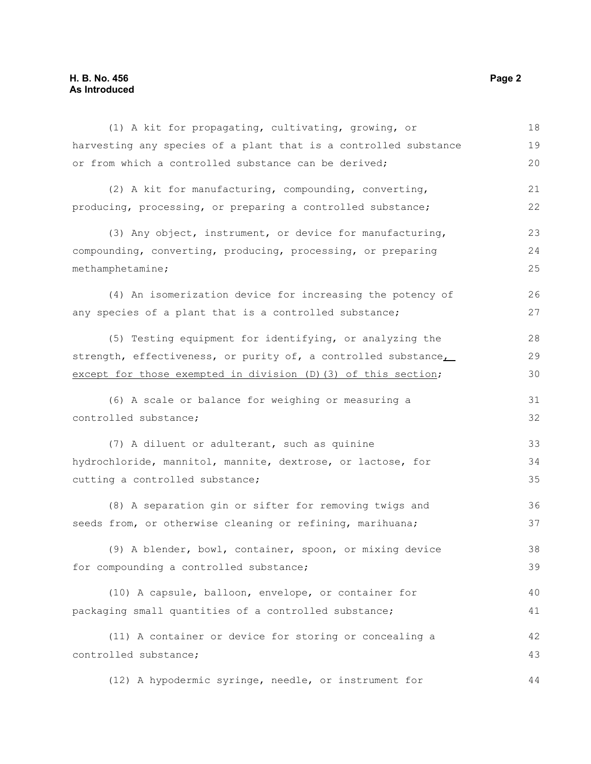(1) A kit for propagating, cultivating, growing, or harvesting any species of a plant that is a controlled substance or from which a controlled substance can be derived;

(2) A kit for manufacturing, compounding, converting, producing, processing, or preparing a controlled substance;

(3) Any object, instrument, or device for manufacturing, compounding, converting, producing, processing, or preparing methamphetamine;

(4) An isomerization device for increasing the potency of any species of a plant that is a controlled substance;

(5) Testing equipment for identifying, or analyzing the strength, effectiveness, or purity of, a controlled substance, except for those exempted in division (D)(3) of this section;

(6) A scale or balance for weighing or measuring a controlled substance;

(7) A diluent or adulterant, such as quinine hydrochloride, mannitol, mannite, dextrose, or lactose, for cutting a controlled substance;

(8) A separation gin or sifter for removing twigs and seeds from, or otherwise cleaning or refining, marihuana;

(9) A blender, bowl, container, spoon, or mixing device for compounding a controlled substance;

(10) A capsule, balloon, envelope, or container for packaging small quantities of a controlled substance;

(11) A container or device for storing or concealing a controlled substance;

(12) A hypodermic syringe, needle, or instrument for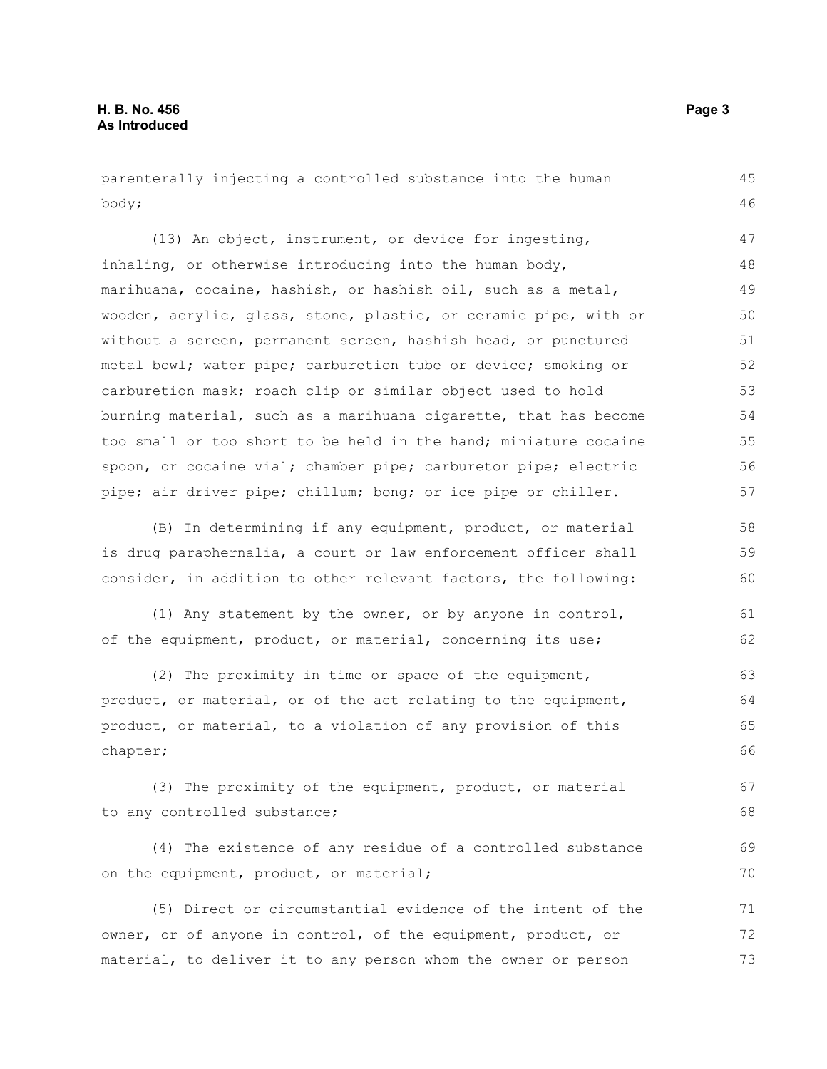parenterally injecting a controlled substance into the human body;

(13) An object, instrument, or device for ingesting, inhaling, or otherwise introducing into the human body, marihuana, cocaine, hashish, or hashish oil, such as a metal, wooden, acrylic, glass, stone, plastic, or ceramic pipe, with or without a screen, permanent screen, hashish head, or punctured metal bowl; water pipe; carburetion tube or device; smoking or carburetion mask; roach clip or similar object used to hold burning material, such as a marihuana cigarette, that has become too small or too short to be held in the hand; miniature cocaine spoon, or cocaine vial; chamber pipe; carburetor pipe; electric pipe; air driver pipe; chillum; bong; or ice pipe or chiller.

(B) In determining if any equipment, product, or material is drug paraphernalia, a court or law enforcement officer shall consider, in addition to other relevant factors, the following:

(1) Any statement by the owner, or by anyone in control, of the equipment, product, or material, concerning its use;

(2) The proximity in time or space of the equipment, product, or material, or of the act relating to the equipment, product, or material, to a violation of any provision of this chapter;

(3) The proximity of the equipment, product, or material to any controlled substance;

(4) The existence of any residue of a controlled substance on the equipment, product, or material;

(5) Direct or circumstantial evidence of the intent of the owner, or of anyone in control, of the equipment, product, or material, to deliver it to any person whom the owner or person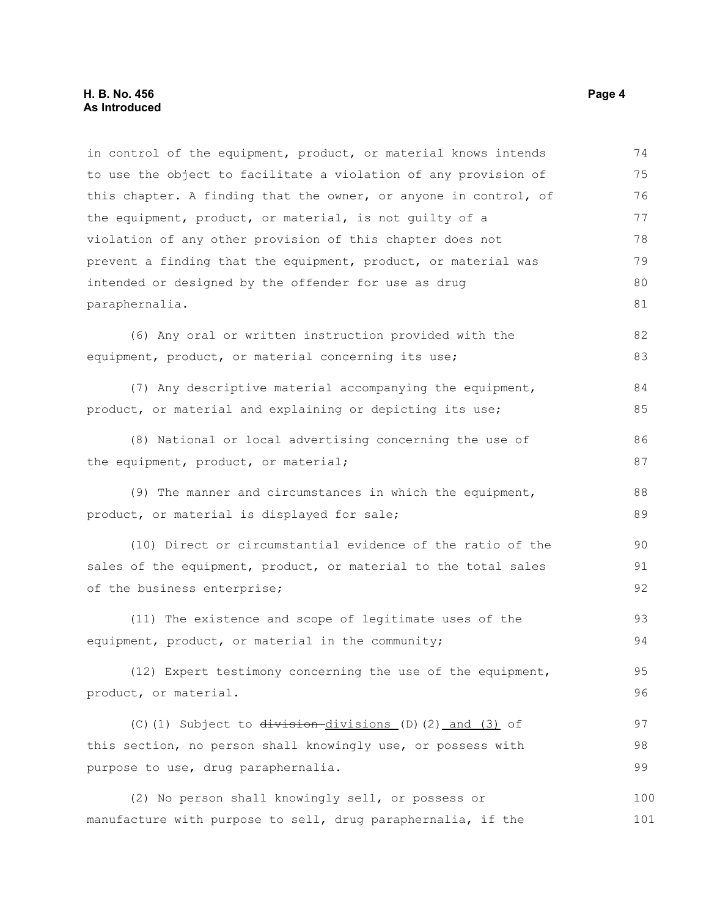in control of the equipment, product, or material knows intends to use the object to facilitate a violation of any provision of this chapter. A finding that the owner, or anyone in control, of the equipment, product, or material, is not guilty of a violation of any other provision of this chapter does not prevent a finding that the equipment, product, or material was intended or designed by the offender for use as drug paraphernalia.

(6) Any oral or written instruction provided with the equipment, product, or material concerning its use;

(7) Any descriptive material accompanying the equipment, product, or material and explaining or depicting its use;

(8) National or local advertising concerning the use of the equipment, product, or material;

(9) The manner and circumstances in which the equipment, product, or material is displayed for sale;

(10) Direct or circumstantial evidence of the ratio of the sales of the equipment, product, or material to the total sales of the business enterprise;

(11) The existence and scope of legitimate uses of the equipment, product, or material in the community;

(12) Expert testimony concerning the use of the equipment, product, or material.

(C)(1) Subject to ~~division~~ <u>divisions</u> (D)(2) <u>and (3)</u> of this section, no person shall knowingly use, or possess with purpose to use, drug paraphernalia.

(2) No person shall knowingly sell, or possess or manufacture with purpose to sell, drug paraphernalia, if the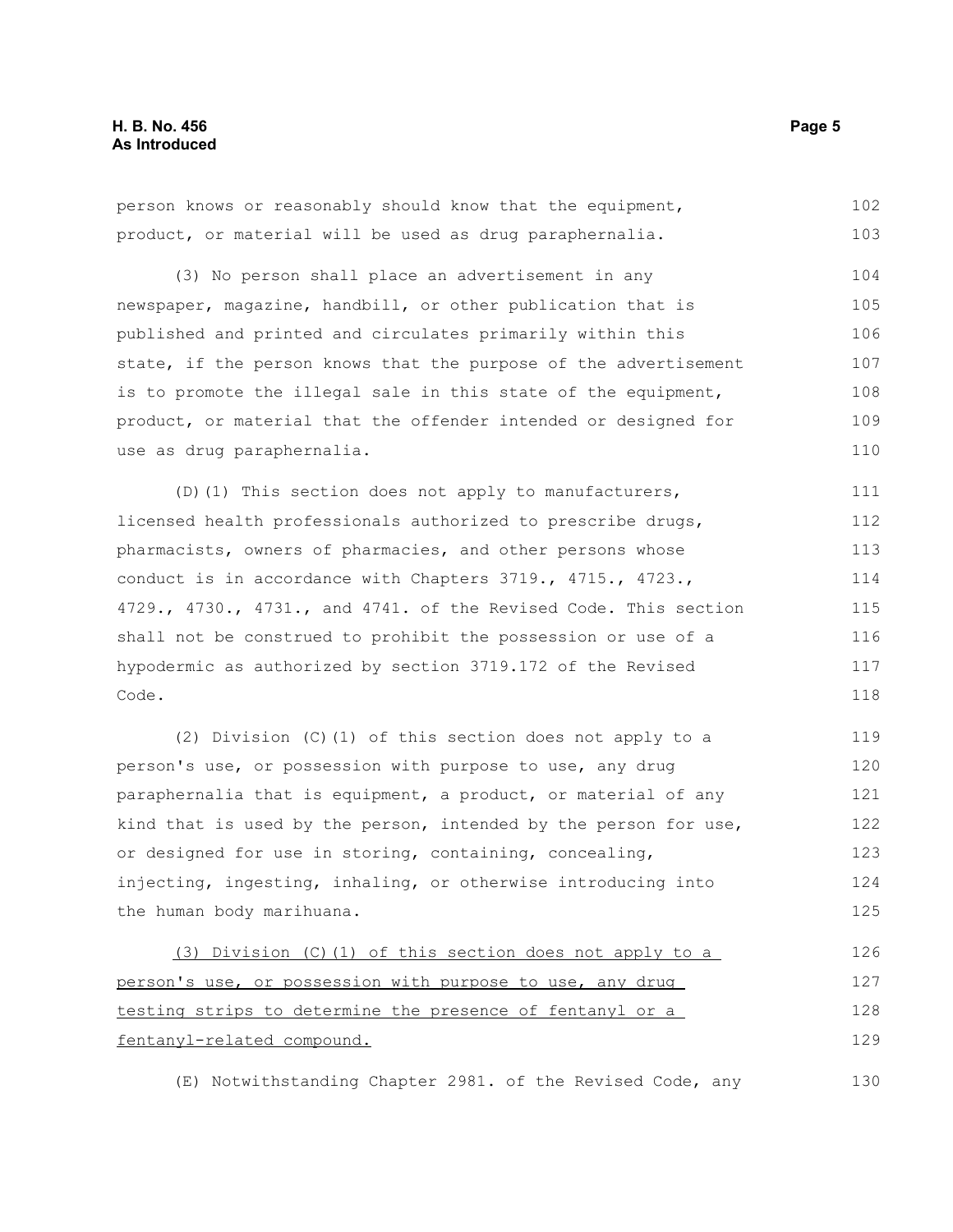person knows or reasonably should know that the equipment, product, or material will be used as drug paraphernalia.

(3) No person shall place an advertisement in any newspaper, magazine, handbill, or other publication that is published and printed and circulates primarily within this state, if the person knows that the purpose of the advertisement is to promote the illegal sale in this state of the equipment, product, or material that the offender intended or designed for use as drug paraphernalia.

(D)(1) This section does not apply to manufacturers, licensed health professionals authorized to prescribe drugs, pharmacists, owners of pharmacies, and other persons whose conduct is in accordance with Chapters 3719., 4715., 4723., 4729., 4730., 4731., and 4741. of the Revised Code. This section shall not be construed to prohibit the possession or use of a hypodermic as authorized by section 3719.172 of the Revised Code.

(2) Division (C)(1) of this section does not apply to a person's use, or possession with purpose to use, any drug paraphernalia that is equipment, a product, or material of any kind that is used by the person, intended by the person for use, or designed for use in storing, containing, concealing, injecting, ingesting, inhaling, or otherwise introducing into the human body marihuana.

<u>(3) Division (C)(1) of this section does not apply to a person's use, or possession with purpose to use, any drug testing strips to determine the presence of fentanyl or a fentanyl-related compound.</u>

(E) Notwithstanding Chapter 2981. of the Revised Code, any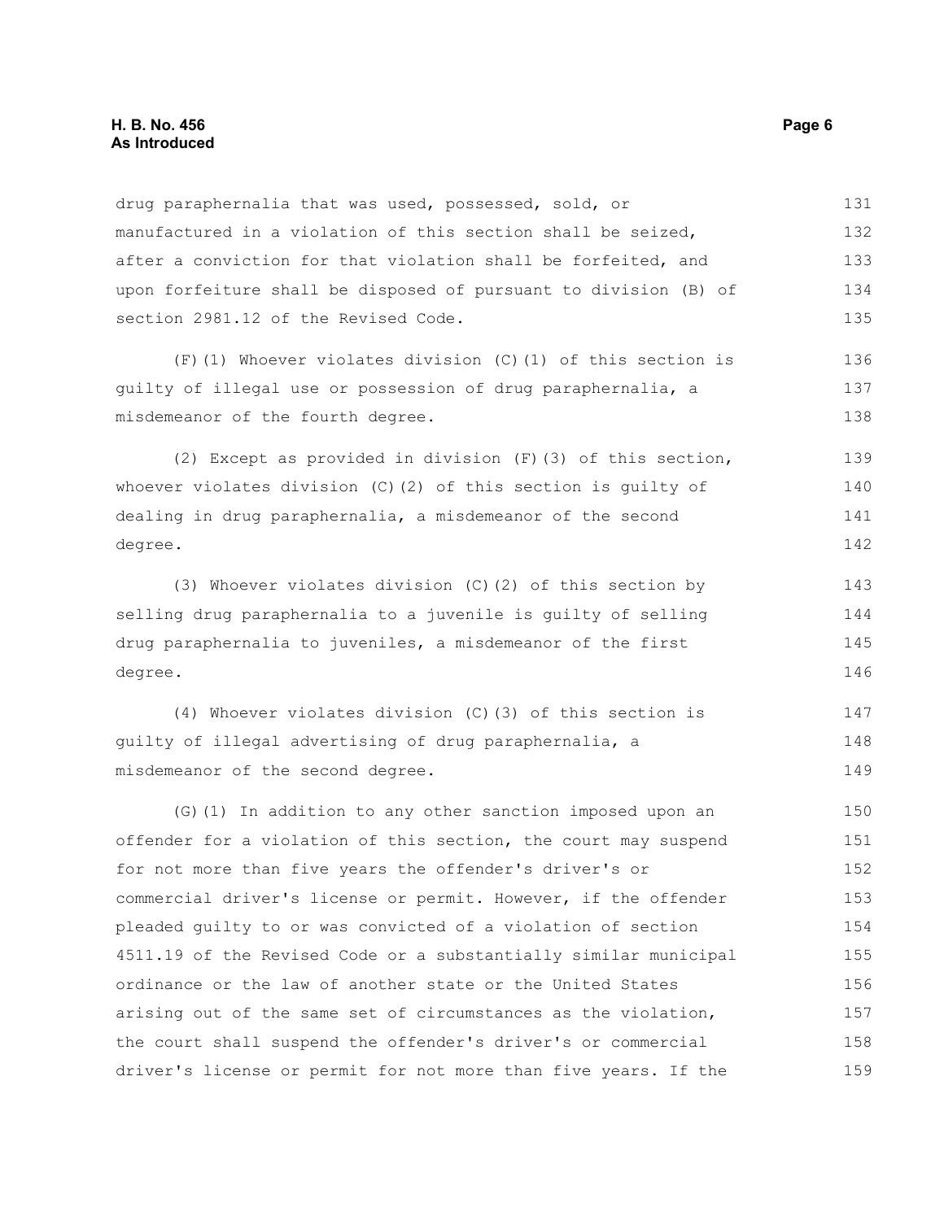drug paraphernalia that was used, possessed, sold, or manufactured in a violation of this section shall be seized, after a conviction for that violation shall be forfeited, and upon forfeiture shall be disposed of pursuant to division (B) of section 2981.12 of the Revised Code.

(F)(1) Whoever violates division (C)(1) of this section is guilty of illegal use or possession of drug paraphernalia, a misdemeanor of the fourth degree.

(2) Except as provided in division (F)(3) of this section, whoever violates division (C)(2) of this section is guilty of dealing in drug paraphernalia, a misdemeanor of the second degree.

(3) Whoever violates division (C)(2) of this section by selling drug paraphernalia to a juvenile is guilty of selling drug paraphernalia to juveniles, a misdemeanor of the first degree.

(4) Whoever violates division (C)(3) of this section is guilty of illegal advertising of drug paraphernalia, a misdemeanor of the second degree.

(G)(1) In addition to any other sanction imposed upon an offender for a violation of this section, the court may suspend for not more than five years the offender's driver's or commercial driver's license or permit. However, if the offender pleaded guilty to or was convicted of a violation of section 4511.19 of the Revised Code or a substantially similar municipal ordinance or the law of another state or the United States arising out of the same set of circumstances as the violation, the court shall suspend the offender's driver's or commercial driver's license or permit for not more than five years. If the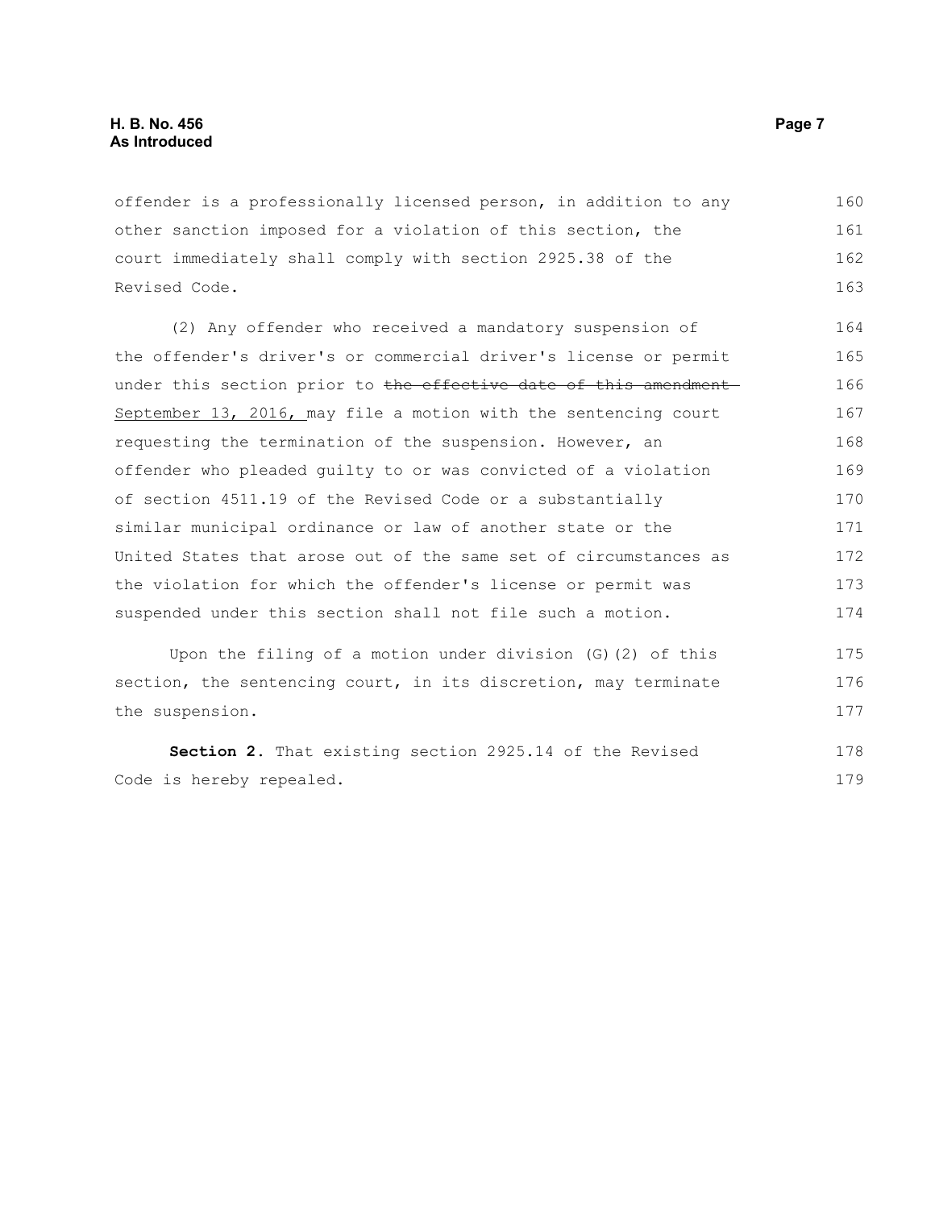offender is a professionally licensed person, in addition to any other sanction imposed for a violation of this section, the court immediately shall comply with section 2925.38 of the Revised Code.

(2) Any offender who received a mandatory suspension of the offender's driver's or commercial driver's license or permit under this section prior to ~~the effective date of this amendment~~ September 13, 2016, may file a motion with the sentencing court requesting the termination of the suspension. However, an offender who pleaded guilty to or was convicted of a violation of section 4511.19 of the Revised Code or a substantially similar municipal ordinance or law of another state or the United States that arose out of the same set of circumstances as the violation for which the offender's license or permit was suspended under this section shall not file such a motion.

Upon the filing of a motion under division (G)(2) of this section, the sentencing court, in its discretion, may terminate the suspension.

**Section 2.** That existing section 2925.14 of the Revised Code is hereby repealed.